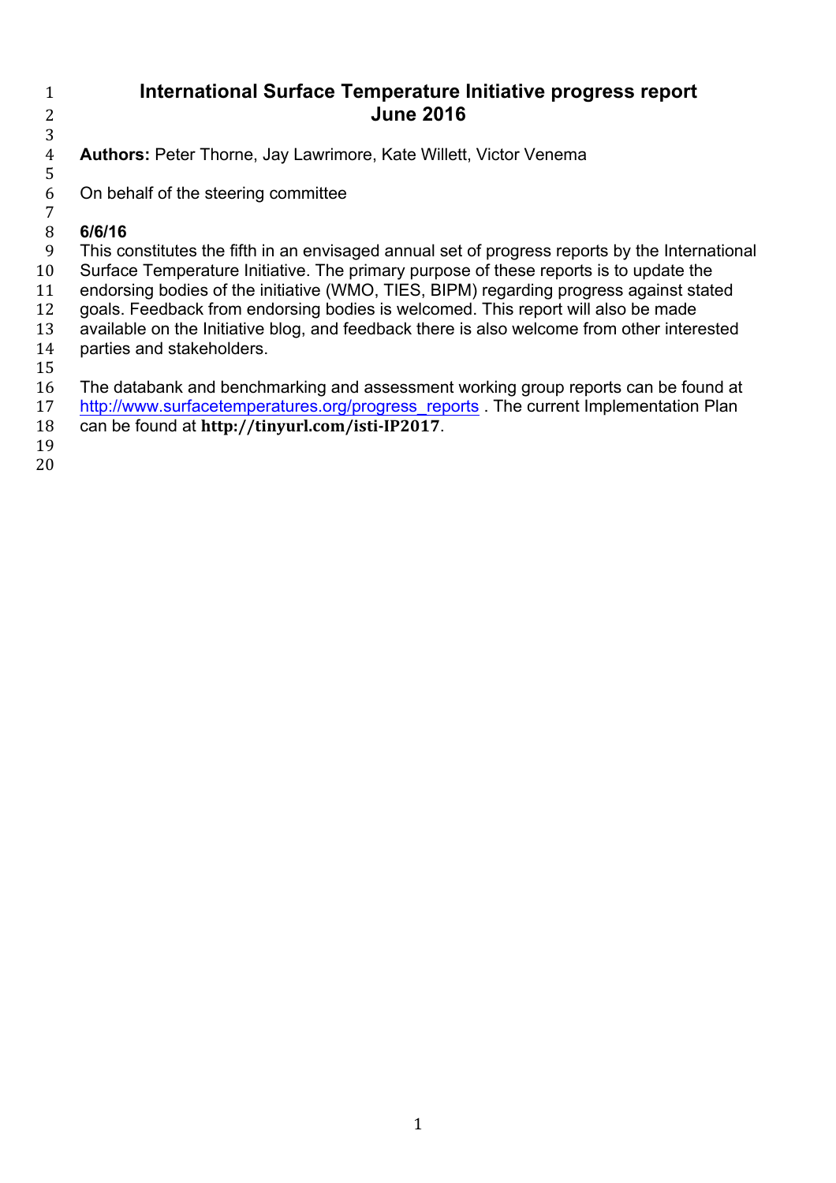# International Surface Temperature Initiative progress report
# June 2016

**Authors:** Peter Thorne, Jay Lawrimore, Kate Willett, Victor Venema

On behalf of the steering committee

**6/6/16**

This constitutes the fifth in an envisaged annual set of progress reports by the International Surface Temperature Initiative. The primary purpose of these reports is to update the endorsing bodies of the initiative (WMO, TIES, BIPM) regarding progress against stated goals. Feedback from endorsing bodies is welcomed. This report will also be made available on the Initiative blog, and feedback there is also welcome from other interested parties and stakeholders.

The databank and benchmarking and assessment working group reports can be found at http://www.surfacetemperatures.org/progress_reports . The current Implementation Plan can be found at **http://tinyurl.com/isti-IP2017**.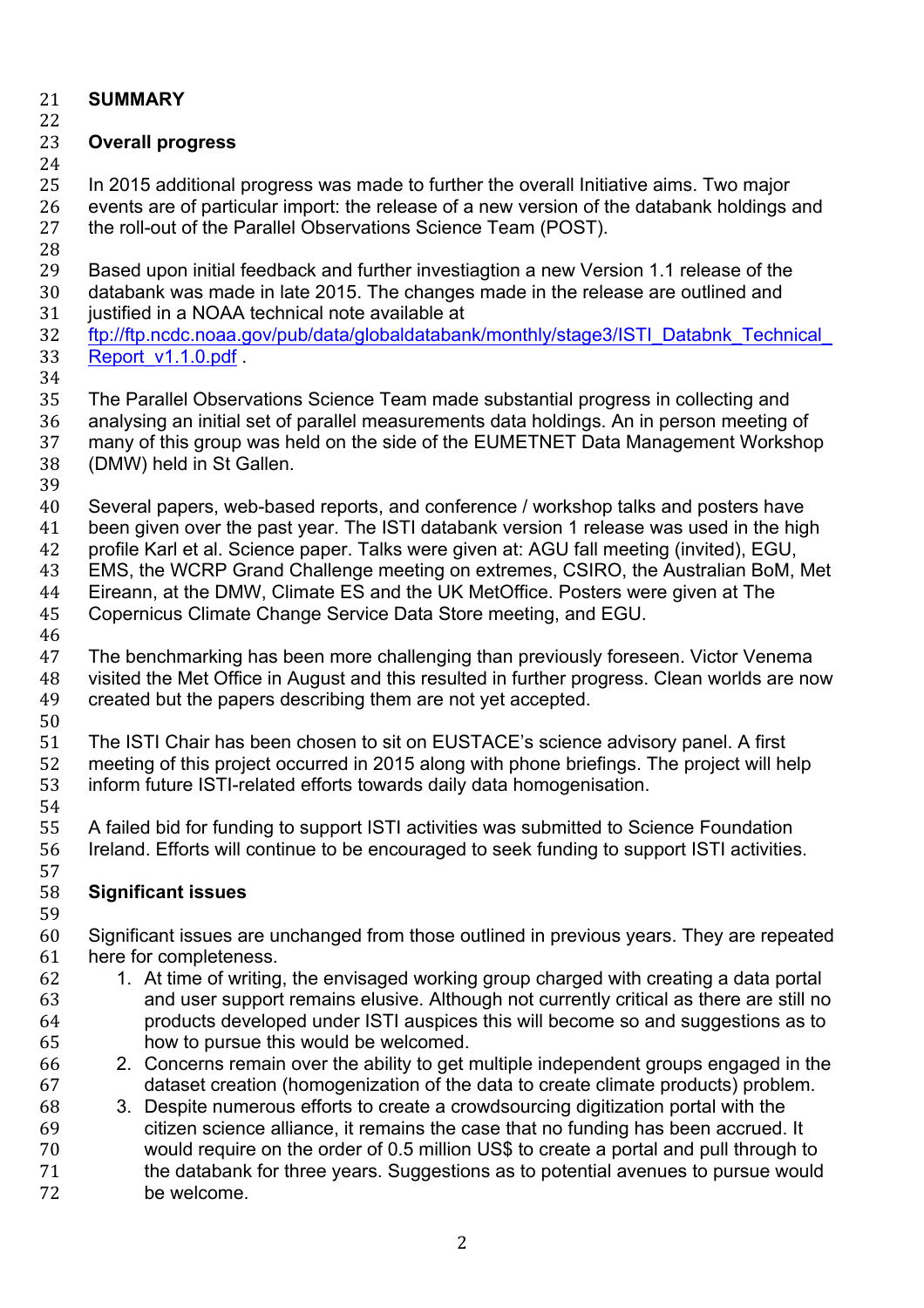# SUMMARY

## Overall progress

In 2015 additional progress was made to further the overall Initiative aims. Two major events are of particular import: the release of a new version of the databank holdings and the roll-out of the Parallel Observations Science Team (POST).

Based upon initial feedback and further investiagtion a new Version 1.1 release of the databank was made in late 2015. The changes made in the release are outlined and justified in a NOAA technical note available at ftp://ftp.ncdc.noaa.gov/pub/data/globaldatabank/monthly/stage3/ISTI_Databnk_Technical_Report_v1.1.0.pdf .

The Parallel Observations Science Team made substantial progress in collecting and analysing an initial set of parallel measurements data holdings. An in person meeting of many of this group was held on the side of the EUMETNET Data Management Workshop (DMW) held in St Gallen.

Several papers, web-based reports, and conference / workshop talks and posters have been given over the past year. The ISTI databank version 1 release was used in the high profile Karl et al. Science paper. Talks were given at: AGU fall meeting (invited), EGU, EMS, the WCRP Grand Challenge meeting on extremes, CSIRO, the Australian BoM, Met Eireann, at the DMW, Climate ES and the UK MetOffice. Posters were given at The Copernicus Climate Change Service Data Store meeting, and EGU.

The benchmarking has been more challenging than previously foreseen. Victor Venema visited the Met Office in August and this resulted in further progress. Clean worlds are now created but the papers describing them are not yet accepted.

The ISTI Chair has been chosen to sit on EUSTACE's science advisory panel. A first meeting of this project occurred in 2015 along with phone briefings. The project will help inform future ISTI-related efforts towards daily data homogenisation.

A failed bid for funding to support ISTI activities was submitted to Science Foundation Ireland. Efforts will continue to be encouraged to seek funding to support ISTI activities.

## Significant issues

Significant issues are unchanged from those outlined in previous years. They are repeated here for completeness.

1. At time of writing, the envisaged working group charged with creating a data portal and user support remains elusive. Although not currently critical as there are still no products developed under ISTI auspices this will become so and suggestions as to how to pursue this would be welcomed.
2. Concerns remain over the ability to get multiple independent groups engaged in the dataset creation (homogenization of the data to create climate products) problem.
3. Despite numerous efforts to create a crowdsourcing digitization portal with the citizen science alliance, it remains the case that no funding has been accrued. It would require on the order of 0.5 million US$ to create a portal and pull through to the databank for three years. Suggestions as to potential avenues to pursue would be welcome.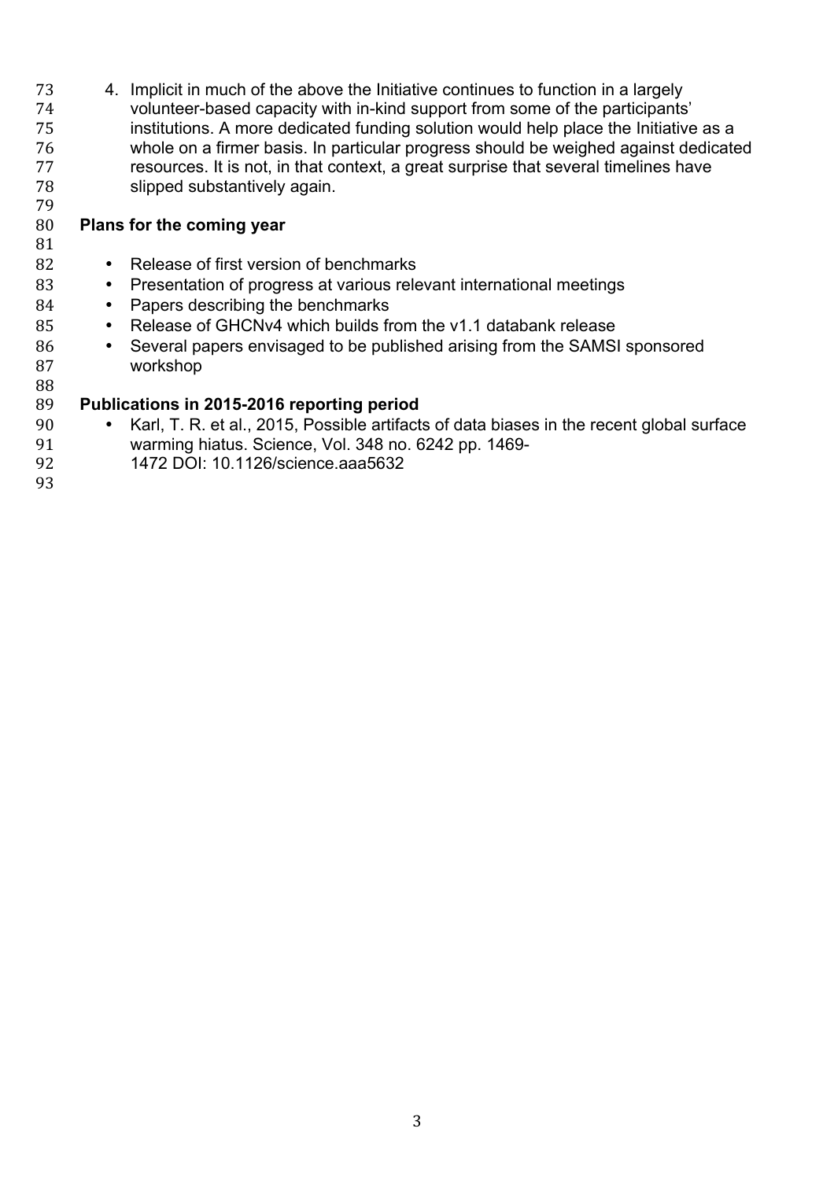4. Implicit in much of the above the Initiative continues to function in a largely volunteer-based capacity with in-kind support from some of the participants' institutions. A more dedicated funding solution would help place the Initiative as a whole on a firmer basis. In particular progress should be weighed against dedicated resources. It is not, in that context, a great surprise that several timelines have slipped substantively again.

**Plans for the coming year**

- Release of first version of benchmarks
- Presentation of progress at various relevant international meetings
- Papers describing the benchmarks
- Release of GHCNv4 which builds from the v1.1 databank release
- Several papers envisaged to be published arising from the SAMSI sponsored workshop

**Publications in 2015-2016 reporting period**

- Karl, T. R. et al., 2015, Possible artifacts of data biases in the recent global surface warming hiatus. Science, Vol. 348 no. 6242 pp. 1469-1472 DOI: 10.1126/science.aaa5632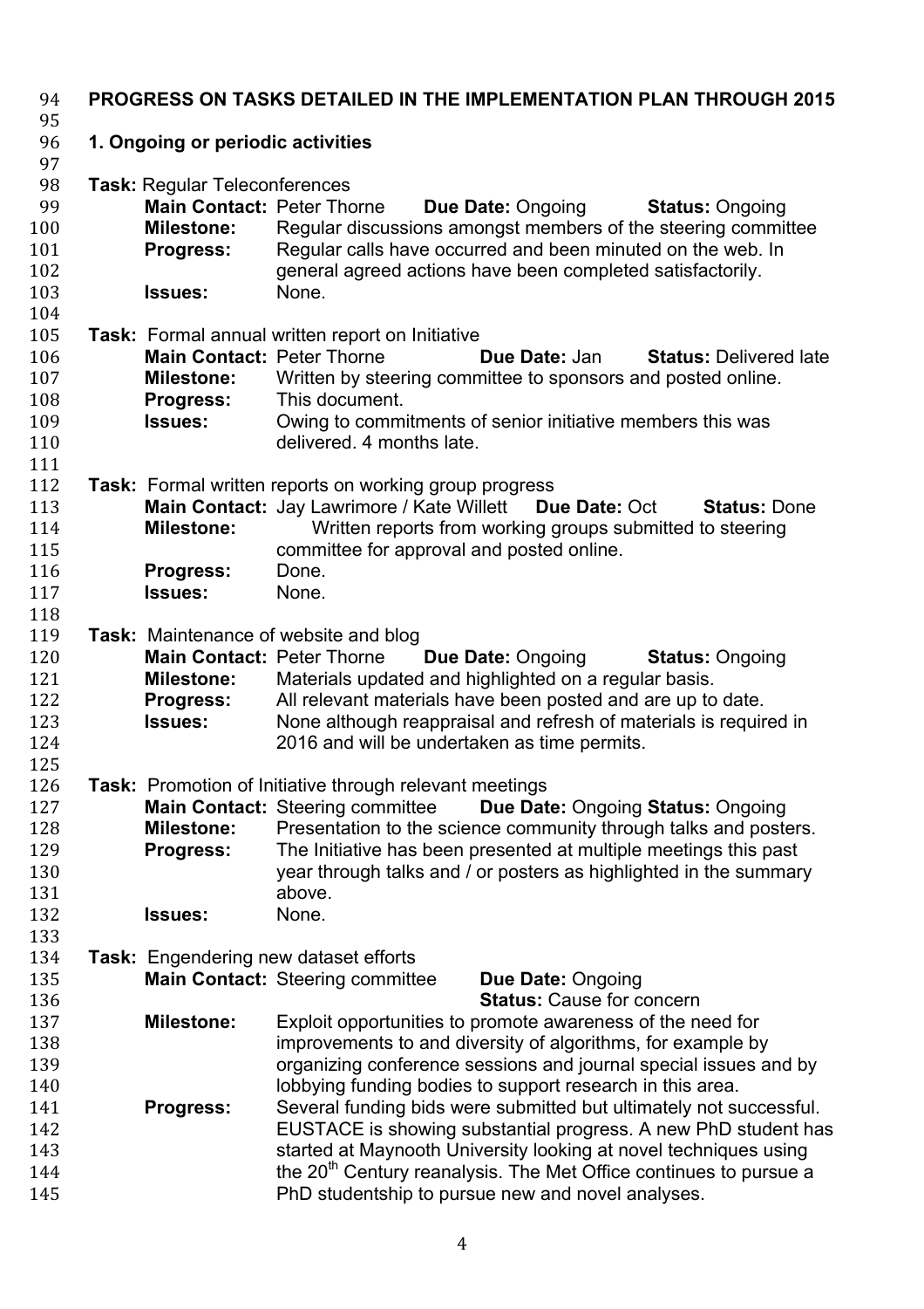# PROGRESS ON TASKS DETAILED IN THE IMPLEMENTATION PLAN THROUGH 2015

## 1. Ongoing or periodic activities

**Task:** Regular Teleconferences

**Main Contact:** Peter Thorne **Due Date:** Ongoing **Status:** Ongoing

**Milestone:** Regular discussions amongst members of the steering committee

**Progress:** Regular calls have occurred and been minuted on the web. In general agreed actions have been completed satisfactorily.

**Issues:** None.

**Task:** Formal annual written report on Initiative

**Main Contact:** Peter Thorne **Due Date:** Jan **Status:** Delivered late

**Milestone:** Written by steering committee to sponsors and posted online.

**Progress:** This document.

**Issues:** Owing to commitments of senior initiative members this was delivered. 4 months late.

**Task:** Formal written reports on working group progress

**Main Contact:** Jay Lawrimore / Kate Willett **Due Date:** Oct **Status:** Done

**Milestone:** Written reports from working groups submitted to steering committee for approval and posted online.

**Progress:** Done.

**Issues:** None.

**Task:** Maintenance of website and blog

**Main Contact:** Peter Thorne **Due Date:** Ongoing **Status:** Ongoing

**Milestone:** Materials updated and highlighted on a regular basis.

**Progress:** All relevant materials have been posted and are up to date.

**Issues:** None although reappraisal and refresh of materials is required in 2016 and will be undertaken as time permits.

**Task:** Promotion of Initiative through relevant meetings

**Main Contact:** Steering committee **Due Date:** Ongoing **Status:** Ongoing

**Milestone:** Presentation to the science community through talks and posters.

**Progress:** The Initiative has been presented at multiple meetings this past year through talks and / or posters as highlighted in the summary above.

**Issues:** None.

**Task:** Engendering new dataset efforts

**Main Contact:** Steering committee **Due Date:** Ongoing **Status:** Cause for concern

**Milestone:** Exploit opportunities to promote awareness of the need for improvements to and diversity of algorithms, for example by organizing conference sessions and journal special issues and by lobbying funding bodies to support research in this area.

**Progress:** Several funding bids were submitted but ultimately not successful. EUSTACE is showing substantial progress. A new PhD student has started at Maynooth University looking at novel techniques using the 20[th] Century reanalysis. The Met Office continues to pursue a PhD studentship to pursue new and novel analyses.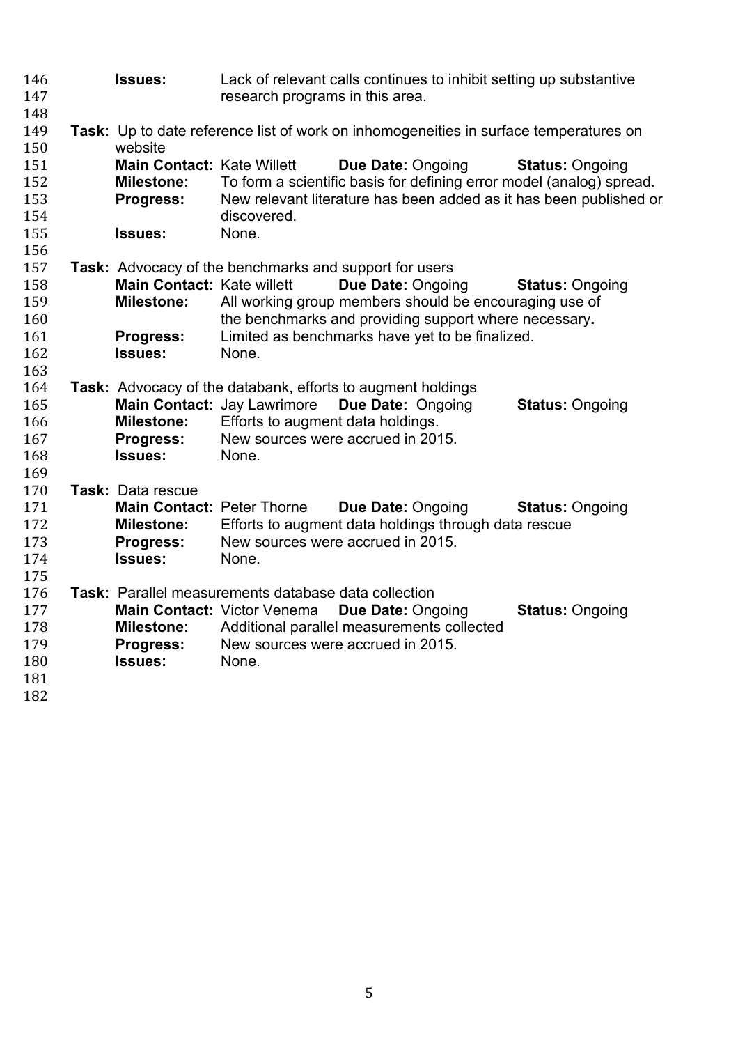**Issues:** Lack of relevant calls continues to inhibit setting up substantive research programs in this area.

**Task:** Up to date reference list of work on inhomogeneities in surface temperatures on website

**Main Contact:** Kate Willett **Due Date:** Ongoing **Status:** Ongoing
**Milestone:** To form a scientific basis for defining error model (analog) spread.
**Progress:** New relevant literature has been added as it has been published or discovered.
**Issues:** None.

**Task:** Advocacy of the benchmarks and support for users

**Main Contact:** Kate willett **Due Date:** Ongoing **Status:** Ongoing
**Milestone:** All working group members should be encouraging use of the benchmarks and providing support where necessary.
**Progress:** Limited as benchmarks have yet to be finalized.
**Issues:** None.

**Task:** Advocacy of the databank, efforts to augment holdings

**Main Contact:** Jay Lawrimore **Due Date:** Ongoing **Status:** Ongoing
**Milestone:** Efforts to augment data holdings.
**Progress:** New sources were accrued in 2015.
**Issues:** None.

**Task:** Data rescue

**Main Contact:** Peter Thorne **Due Date:** Ongoing **Status:** Ongoing
**Milestone:** Efforts to augment data holdings through data rescue
**Progress:** New sources were accrued in 2015.
**Issues:** None.

**Task:** Parallel measurements database data collection

**Main Contact:** Victor Venema **Due Date:** Ongoing **Status:** Ongoing
**Milestone:** Additional parallel measurements collected
**Progress:** New sources were accrued in 2015.
**Issues:** None.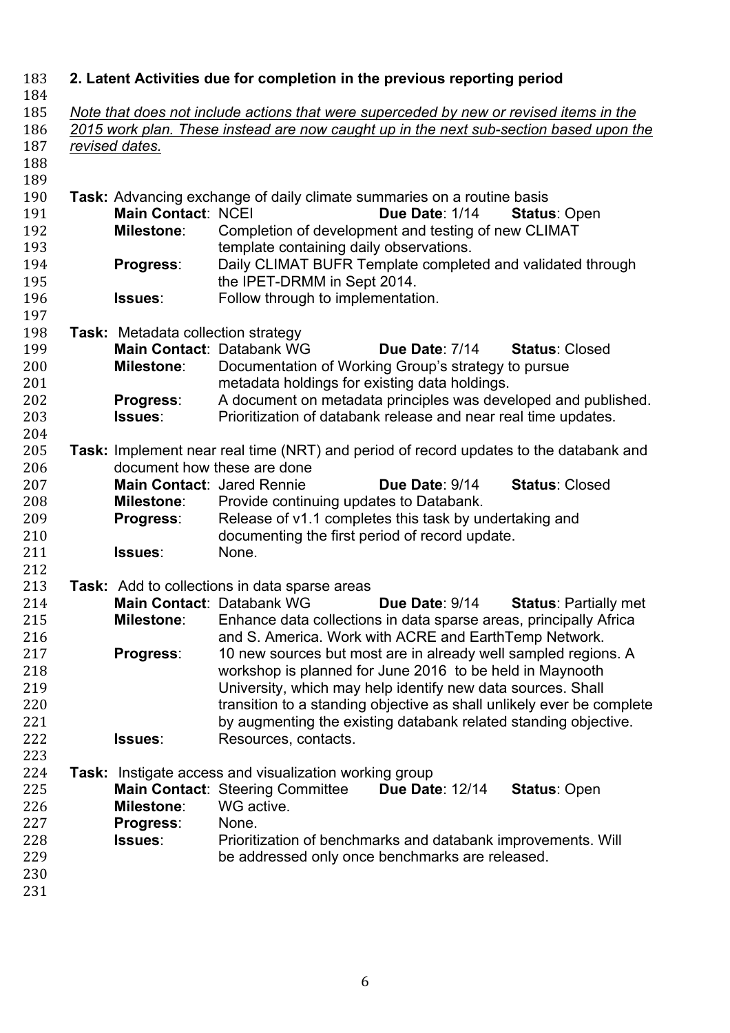## 2. Latent Activities due for completion in the previous reporting period

*Note that does not include actions that were superceded by new or revised items in the 2015 work plan. These instead are now caught up in the next sub-section based upon the revised dates.*

**Task:** Advancing exchange of daily climate summaries on a routine basis

**Main Contact**: NCEI **Due Date**: 1/14 **Status**: Open

**Milestone**: Completion of development and testing of new CLIMAT template containing daily observations.

**Progress**: Daily CLIMAT BUFR Template completed and validated through the IPET-DRMM in Sept 2014.

**Issues**: Follow through to implementation.

**Task:** Metadata collection strategy

**Main Contact**: Databank WG **Due Date**: 7/14 **Status**: Closed

**Milestone**: Documentation of Working Group's strategy to pursue metadata holdings for existing data holdings.

**Progress**: A document on metadata principles was developed and published.

**Issues**: Prioritization of databank release and near real time updates.

**Task:** Implement near real time (NRT) and period of record updates to the databank and document how these are done

**Main Contact**: Jared Rennie **Due Date**: 9/14 **Status**: Closed

**Milestone**: Provide continuing updates to Databank.

**Progress**: Release of v1.1 completes this task by undertaking and documenting the first period of record update.

**Issues**: None.

**Task:** Add to collections in data sparse areas

**Main Contact**: Databank WG **Due Date**: 9/14 **Status**: Partially met

**Milestone**: Enhance data collections in data sparse areas, principally Africa and S. America. Work with ACRE and EarthTemp Network.

**Progress**: 10 new sources but most are in already well sampled regions. A workshop is planned for June 2016 to be held in Maynooth University, which may help identify new data sources. Shall transition to a standing objective as shall unlikely ever be complete by augmenting the existing databank related standing objective.

**Issues**: Resources, contacts.

**Task:** Instigate access and visualization working group

**Main Contact**: Steering Committee **Due Date**: 12/14 **Status**: Open

**Milestone**: WG active.

**Progress**: None.

**Issues**: Prioritization of benchmarks and databank improvements. Will be addressed only once benchmarks are released.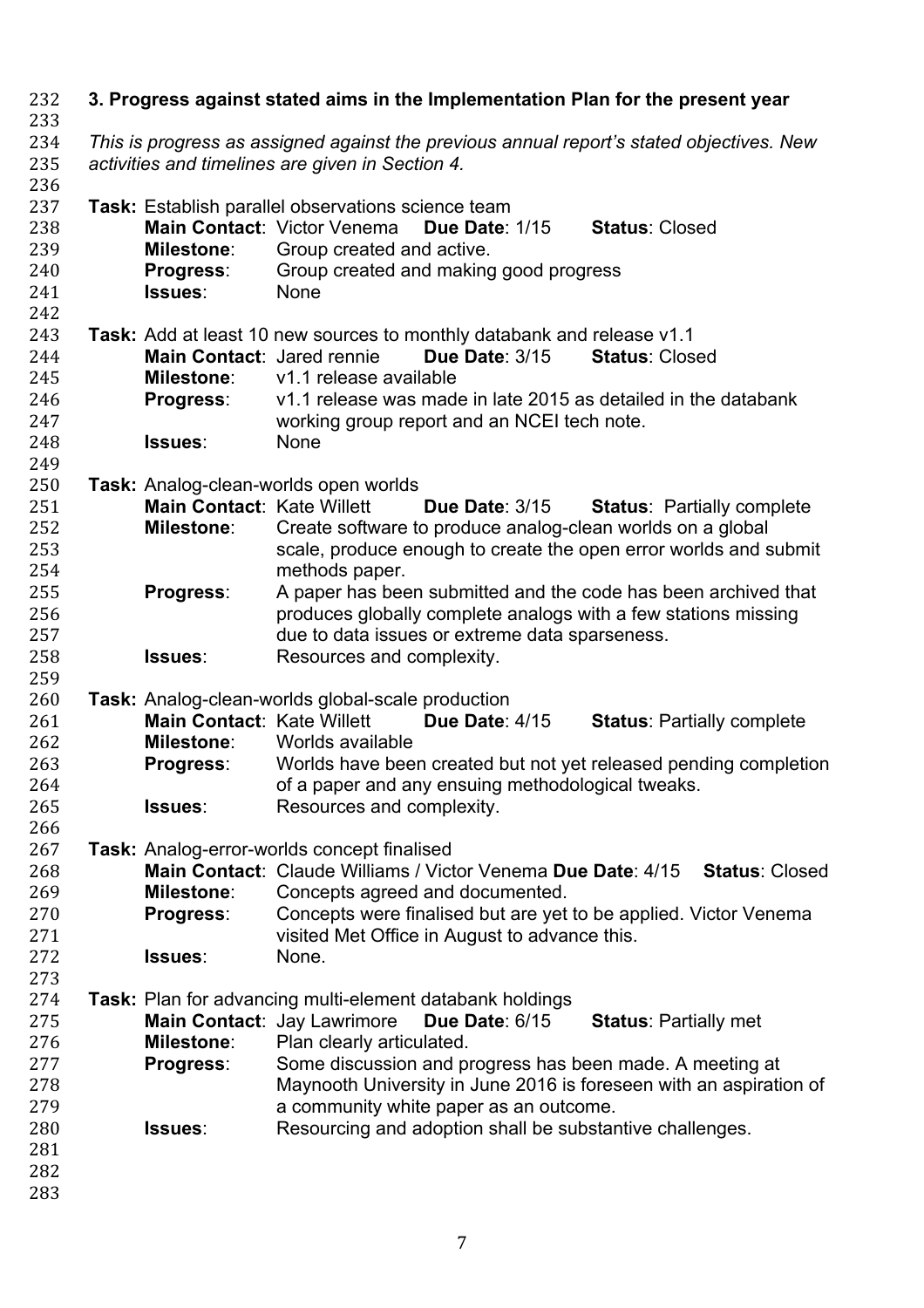### 3. Progress against stated aims in the Implementation Plan for the present year

*This is progress as assigned against the previous annual report's stated objectives. New activities and timelines are given in Section 4.*

**Task:** Establish parallel observations science team

**Main Contact**: Victor Venema **Due Date**: 1/15 **Status**: Closed

**Milestone**: Group created and active.

**Progress**: Group created and making good progress

**Issues**: None

**Task:** Add at least 10 new sources to monthly databank and release v1.1

**Main Contact**: Jared rennie **Due Date**: 3/15 **Status**: Closed

**Milestone**: v1.1 release available

**Progress**: v1.1 release was made in late 2015 as detailed in the databank working group report and an NCEI tech note.

**Issues**: None

**Task:** Analog-clean-worlds open worlds

**Main Contact**: Kate Willett **Due Date**: 3/15 **Status**: Partially complete

**Milestone**: Create software to produce analog-clean worlds on a global scale, produce enough to create the open error worlds and submit methods paper.

**Progress**: A paper has been submitted and the code has been archived that produces globally complete analogs with a few stations missing due to data issues or extreme data sparseness.

**Issues**: Resources and complexity.

**Task:** Analog-clean-worlds global-scale production

**Main Contact**: Kate Willett **Due Date**: 4/15 **Status**: Partially complete

**Milestone**: Worlds available

**Progress**: Worlds have been created but not yet released pending completion of a paper and any ensuing methodological tweaks.

**Issues**: Resources and complexity.

**Task:** Analog-error-worlds concept finalised

**Main Contact**: Claude Williams / Victor Venema **Due Date**: 4/15 **Status**: Closed

**Milestone**: Concepts agreed and documented.

**Progress**: Concepts were finalised but are yet to be applied. Victor Venema visited Met Office in August to advance this.

**Issues**: None.

**Task:** Plan for advancing multi-element databank holdings

**Main Contact**: Jay Lawrimore **Due Date**: 6/15 **Status**: Partially met

**Milestone**: Plan clearly articulated.

**Progress**: Some discussion and progress has been made. A meeting at Maynooth University in June 2016 is foreseen with an aspiration of a community white paper as an outcome.

**Issues**: Resourcing and adoption shall be substantive challenges.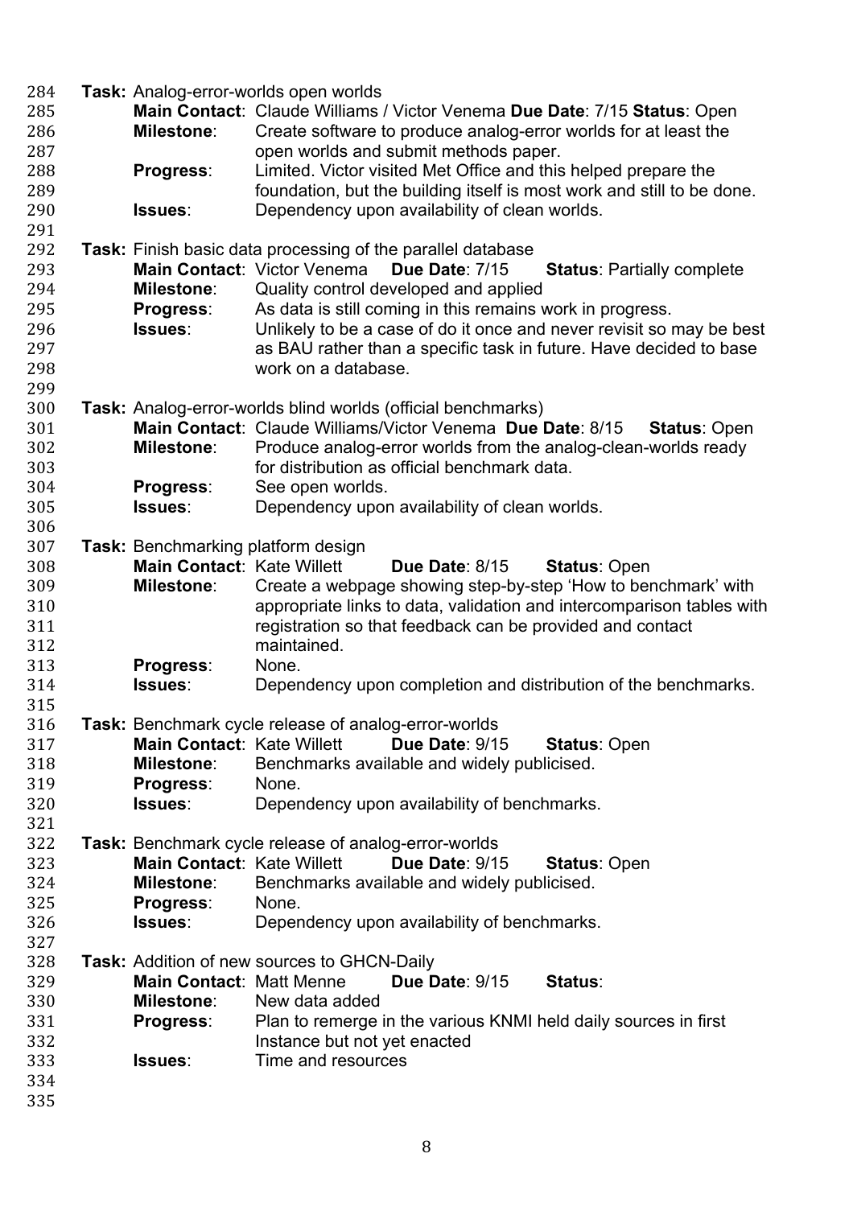**Task:** Analog-error-worlds open worlds

**Main Contact**: Claude Williams / Victor Venema **Due Date**: 7/15 **Status**: Open

**Milestone**: Create software to produce analog-error worlds for at least the open worlds and submit methods paper.

**Progress**: Limited. Victor visited Met Office and this helped prepare the foundation, but the building itself is most work and still to be done.

**Issues**: Dependency upon availability of clean worlds.

**Task:** Finish basic data processing of the parallel database

**Main Contact**: Victor Venema **Due Date**: 7/15 **Status**: Partially complete

**Milestone**: Quality control developed and applied

**Progress**: As data is still coming in this remains work in progress.

**Issues**: Unlikely to be a case of do it once and never revisit so may be best as BAU rather than a specific task in future. Have decided to base work on a database.

**Task:** Analog-error-worlds blind worlds (official benchmarks)

**Main Contact**: Claude Williams/Victor Venema **Due Date**: 8/15 **Status**: Open

**Milestone**: Produce analog-error worlds from the analog-clean-worlds ready for distribution as official benchmark data.

**Progress**: See open worlds.

**Issues**: Dependency upon availability of clean worlds.

**Task:** Benchmarking platform design

**Main Contact**: Kate Willett **Due Date**: 8/15 **Status**: Open

**Milestone**: Create a webpage showing step-by-step 'How to benchmark' with appropriate links to data, validation and intercomparison tables with registration so that feedback can be provided and contact maintained.

**Progress**: None.

**Issues**: Dependency upon completion and distribution of the benchmarks.

**Task:** Benchmark cycle release of analog-error-worlds

**Main Contact**: Kate Willett **Due Date**: 9/15 **Status**: Open

**Milestone**: Benchmarks available and widely publicised.

**Progress**: None.

**Issues**: Dependency upon availability of benchmarks.

**Task:** Benchmark cycle release of analog-error-worlds

**Main Contact**: Kate Willett **Due Date**: 9/15 **Status**: Open

**Milestone**: Benchmarks available and widely publicised.

**Progress**: None.

**Issues**: Dependency upon availability of benchmarks.

**Task:** Addition of new sources to GHCN-Daily

**Main Contact**: Matt Menne **Due Date**: 9/15 **Status**:

**Milestone**: New data added

**Progress**: Plan to remerge in the various KNMI held daily sources in first Instance but not yet enacted

**Issues**: Time and resources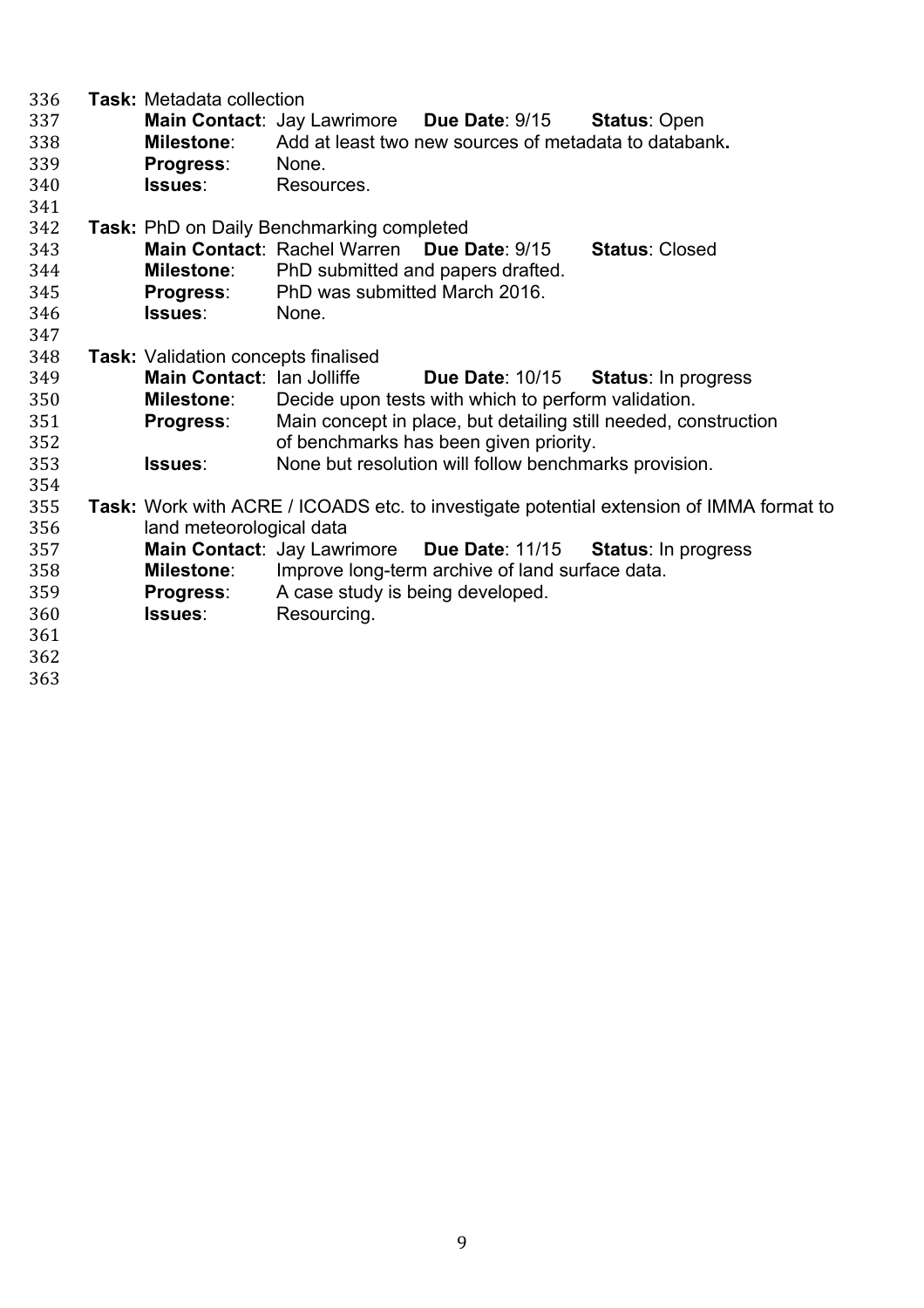**Task:** Metadata collection

**Main Contact**: Jay Lawrimore **Due Date**: 9/15 **Status**: Open

**Milestone**: Add at least two new sources of metadata to databank**.**

**Progress**: None.

**Issues**: Resources.

**Task:** PhD on Daily Benchmarking completed

**Main Contact**: Rachel Warren **Due Date**: 9/15 **Status**: Closed

**Milestone**: PhD submitted and papers drafted.

**Progress**: PhD was submitted March 2016.

**Issues**: None.

**Task:** Validation concepts finalised

**Main Contact**: Ian Jolliffe **Due Date**: 10/15 **Status**: In progress

**Milestone**: Decide upon tests with which to perform validation.

**Progress**: Main concept in place, but detailing still needed, construction of benchmarks has been given priority.

**Issues**: None but resolution will follow benchmarks provision.

**Task:** Work with ACRE / ICOADS etc. to investigate potential extension of IMMA format to land meteorological data

**Main Contact**: Jay Lawrimore **Due Date**: 11/15 **Status**: In progress

**Milestone**: Improve long-term archive of land surface data.

**Progress**: A case study is being developed.

**Issues**: Resourcing.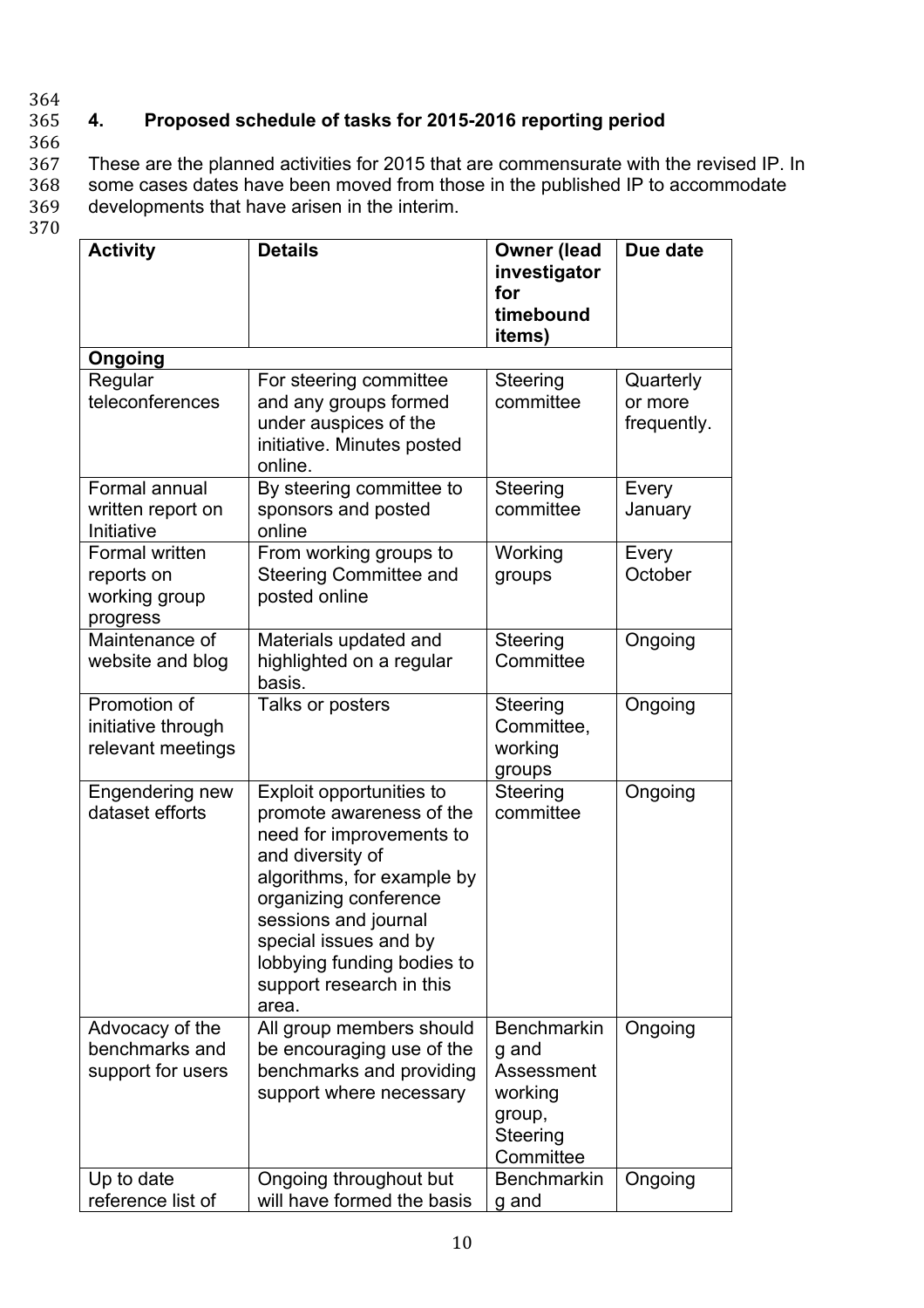## 4. Proposed schedule of tasks for 2015-2016 reporting period

These are the planned activities for 2015 that are commensurate with the revised IP. In some cases dates have been moved from those in the published IP to accommodate developments that have arisen in the interim.

| Activity | Details | Owner (lead investigator for timebound items) | Due date |
|---|---|---|---|
| **Ongoing** | | | |
| Regular teleconferences | For steering committee and any groups formed under auspices of the initiative. Minutes posted online. | Steering committee | Quarterly or more frequently. |
| Formal annual written report on Initiative | By steering committee to sponsors and posted online | Steering committee | Every January |
| Formal written reports on working group progress | From working groups to Steering Committee and posted online | Working groups | Every October |
| Maintenance of website and blog | Materials updated and highlighted on a regular basis. | Steering Committee | Ongoing |
| Promotion of initiative through relevant meetings | Talks or posters | Steering Committee, working groups | Ongoing |
| Engendering new dataset efforts | Exploit opportunities to promote awareness of the need for improvements to and diversity of algorithms, for example by organizing conference sessions and journal special issues and by lobbying funding bodies to support research in this area. | Steering committee | Ongoing |
| Advocacy of the benchmarks and support for users | All group members should be encouraging use of the benchmarks and providing support where necessary | Benchmarking and Assessment working group, Steering Committee | Ongoing |
| Up to date reference list of | Ongoing throughout but will have formed the basis | Benchmarking and | Ongoing |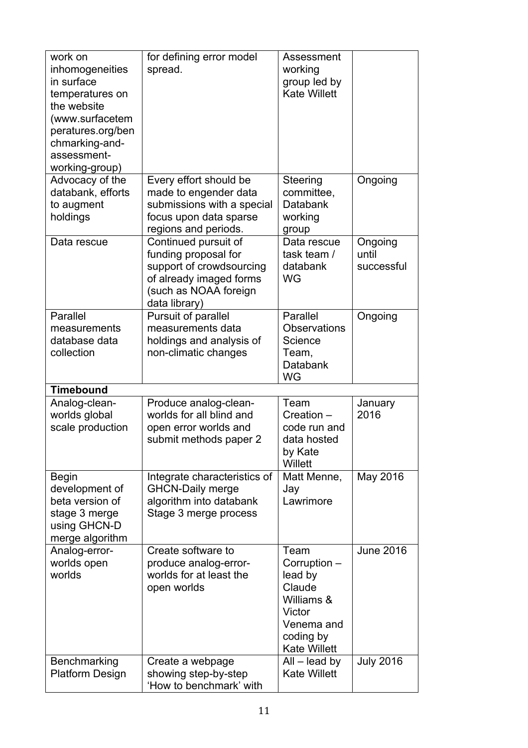| | | | |
|---|---|---|---|
| work on inhomogeneities in surface temperatures on the website (www.surfacetemperatures.org/benchmarking-and-assessment-working-group) | for defining error model spread. | Assessment working group led by Kate Willett | |
| Advocacy of the databank, efforts to augment holdings | Every effort should be made to engender data submissions with a special focus upon data sparse regions and periods. | Steering committee, Databank working group | Ongoing |
| Data rescue | Continued pursuit of funding proposal for support of crowdsourcing of already imaged forms (such as NOAA foreign data library) | Data rescue task team / databank WG | Ongoing until successful |
| Parallel measurements database data collection | Pursuit of parallel measurements data holdings and analysis of non-climatic changes | Parallel Observations Science Team, Databank WG | Ongoing |
| **Timebound** | | | |
| Analog-clean-worlds global scale production | Produce analog-clean-worlds for all blind and open error worlds and submit methods paper 2 | Team Creation – code run and data hosted by Kate Willett | January 2016 |
| Begin development of beta version of stage 3 merge using GHCN-D merge algorithm | Integrate characteristics of GHCN-Daily merge algorithm into databank Stage 3 merge process | Matt Menne, Jay Lawrimore | May 2016 |
| Analog-error-worlds open worlds | Create software to produce analog-error-worlds for at least the open worlds | Team Corruption – lead by Claude Williams & Victor Venema and coding by Kate Willett | June 2016 |
| Benchmarking Platform Design | Create a webpage showing step-by-step 'How to benchmark' with | All – lead by Kate Willett | July 2016 |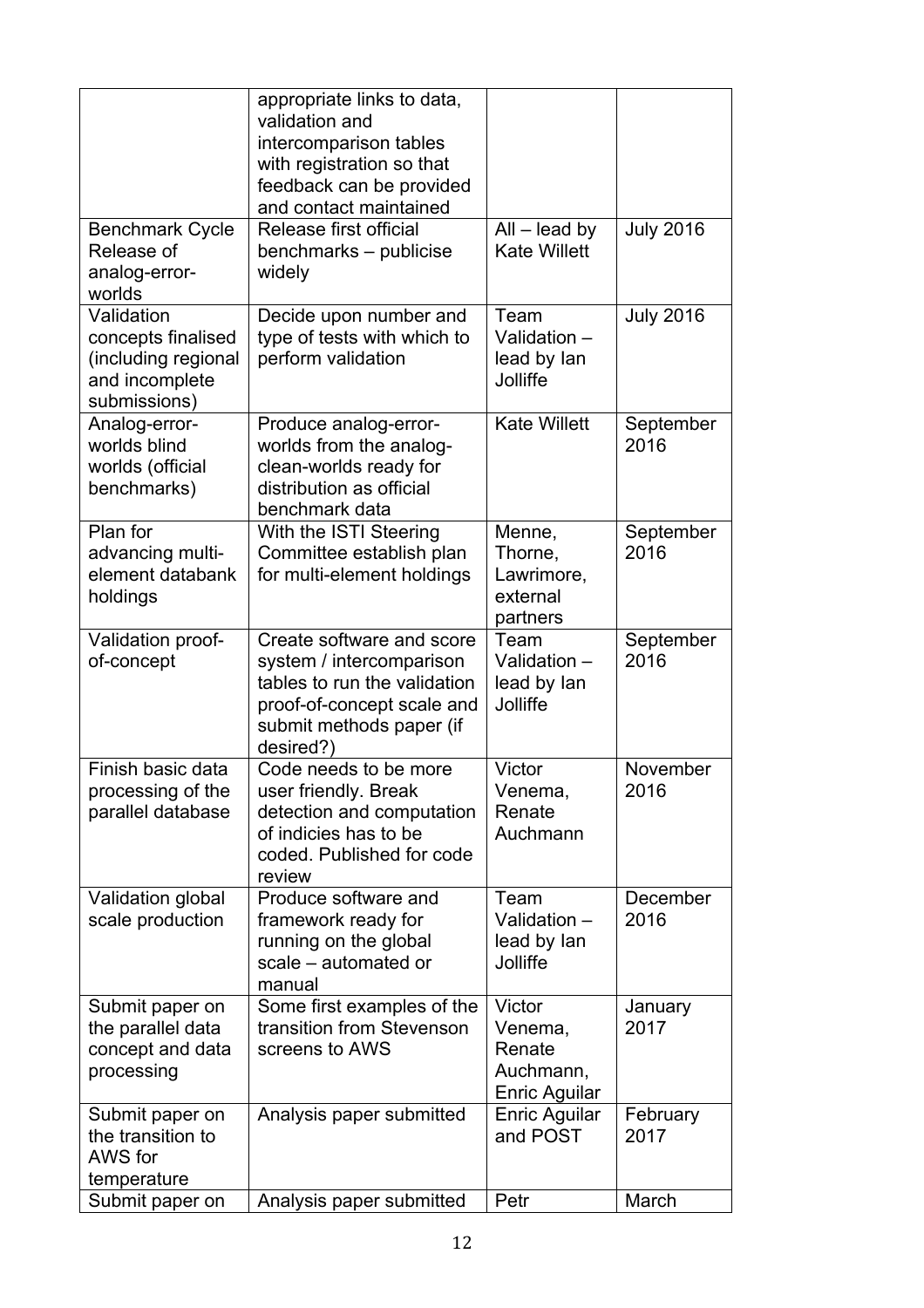| | | | |
|---|---|---|---|
| | appropriate links to data, validation and intercomparison tables with registration so that feedback can be provided and contact maintained | | |
| Benchmark Cycle Release of analog-error-worlds | Release first official benchmarks – publicise widely | All – lead by Kate Willett | July 2016 |
| Validation concepts finalised (including regional and incomplete submissions) | Decide upon number and type of tests with which to perform validation | Team Validation – lead by Ian Jolliffe | July 2016 |
| Analog-error-worlds blind worlds (official benchmarks) | Produce analog-error-worlds from the analog-clean-worlds ready for distribution as official benchmark data | Kate Willett | September 2016 |
| Plan for advancing multi-element databank holdings | With the ISTI Steering Committee establish plan for multi-element holdings | Menne, Thorne, Lawrimore, external partners | September 2016 |
| Validation proof-of-concept | Create software and score system / intercomparison tables to run the validation proof-of-concept scale and submit methods paper (if desired?) | Team Validation – lead by Ian Jolliffe | September 2016 |
| Finish basic data processing of the parallel database | Code needs to be more user friendly. Break detection and computation of indicies has to be coded. Published for code review | Victor Venema, Renate Auchmann | November 2016 |
| Validation global scale production | Produce software and framework ready for running on the global scale – automated or manual | Team Validation – lead by Ian Jolliffe | December 2016 |
| Submit paper on the parallel data concept and data processing | Some first examples of the transition from Stevenson screens to AWS | Victor Venema, Renate Auchmann, Enric Aguilar | January 2017 |
| Submit paper on the transition to AWS for temperature | Analysis paper submitted | Enric Aguilar and POST | February 2017 |
| Submit paper on | Analysis paper submitted | Petr | March |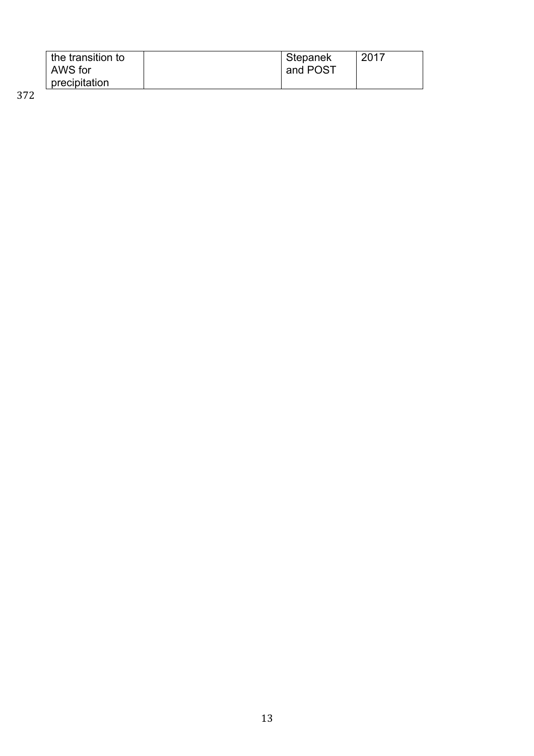| | | | |
|---|---|---|---|
| the transition to AWS for precipitation | | Stepanek and POST | 2017 |

372